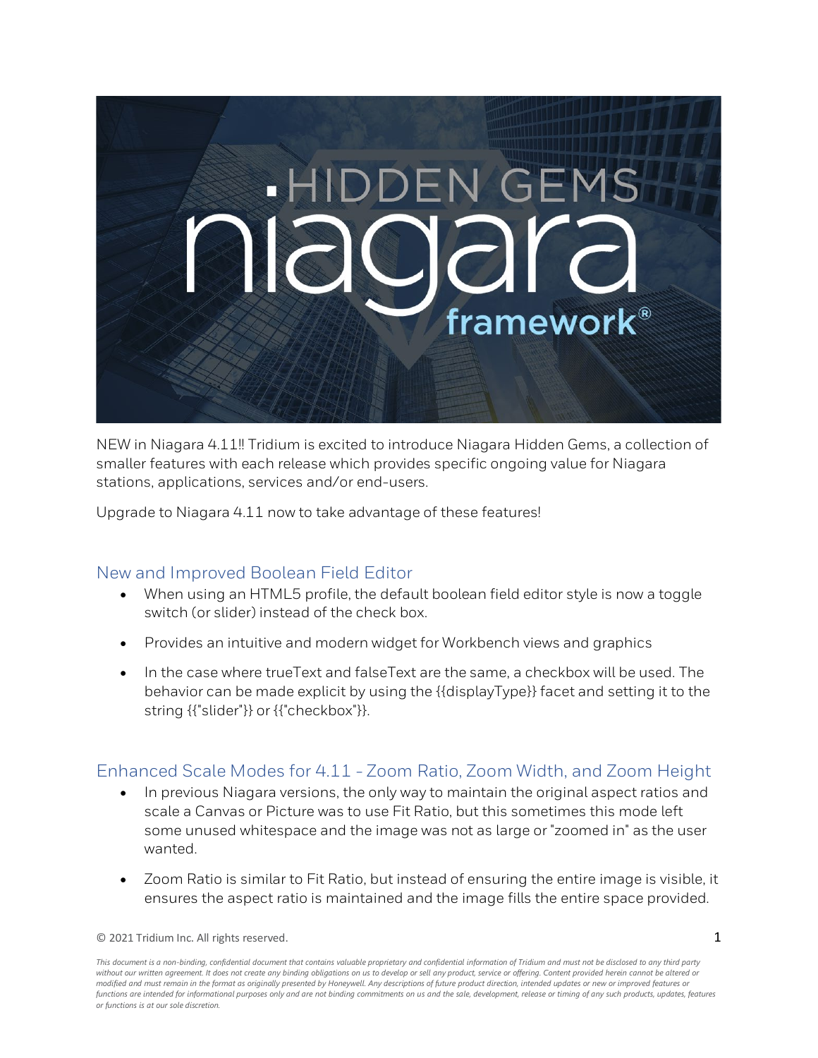NEW in Niagara 4.11!! Tridium is excited to introduce Niagara Hidden Gems, a collection of smaller features with each release which provides specific ongoing value for Niagara stations, applications, services and/or end-users.

Upgrade to Niagara 4.11 now to take advantage of these features!

## New and Improved Boolean Field Editor

- When using an HTML5 profile, the default boolean field editor style is now a toggle switch (or slider) instead of the check box.
- Provides an intuitive and modern widget for Workbench views and graphics
- In the case where trueText and falseText are the same, a checkbox will be used. The behavior can be made explicit by using the {{displayType}} facet and setting it to the string {{"slider"}} or {{"checkbox"}}.

## Enhanced Scale Modes for 4.11 - Zoom Ratio, Zoom Width, and Zoom Height

- In previous Niagara versions, the only way to maintain the original aspect ratios and scale a Canvas or Picture was to use Fit Ratio, but this sometimes this mode left some unused whitespace and the image was not as large or "zoomed in" as the user wanted.
- Zoom Ratio is similar to Fit Ratio, but instead of ensuring the entire image is visible, it ensures the aspect ratio is maintained and the image fills the entire space provided.

© 2021 Tridium Inc. All rights reserved.

*This document is a non-binding, confidential document that contains valuable proprietary and confidential information of Tridium and must not be disclosed to any third party without our written agreement. It does not create any binding obligations on us to develop or sell any product, service or offering. Content provided herein cannot be altered or modified and must remain in the format as originally presented by Honeywell. Any descriptions of future product direction, intended updates or new or improved features or functions are intended for informational purposes only and are not binding commitments on us and the sale, development, release or timing of any such products, updates, features or functions is at our sole discretion.*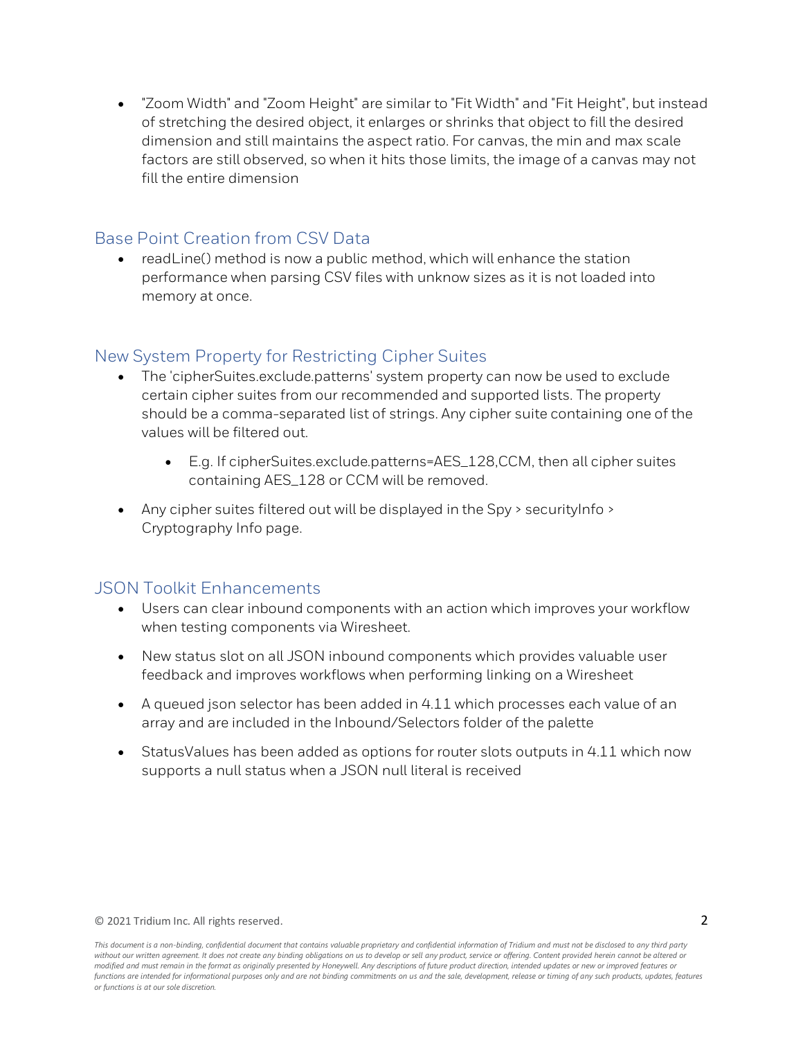- "Zoom Width" and "Zoom Height" are similar to "Fit Width" and "Fit Height", but instead of stretching the desired object, it enlarges or shrinks that object to fill the desired dimension and still maintains the aspect ratio. For canvas, the min and max scale factors are still observed, so when it hits those limits, the image of a canvas may not fill the entire dimension

## Base Point Creation from CSV Data

- readLine() method is now a public method, which will enhance the station performance when parsing CSV files with unknow sizes as it is not loaded into memory at once.

## New System Property for Restricting Cipher Suites

- The 'cipherSuites.exclude.patterns' system property can now be used to exclude certain cipher suites from our recommended and supported lists. The property should be a comma-separated list of strings. Any cipher suite containing one of the values will be filtered out.
  - E.g. If cipherSuites.exclude.patterns=AES_128,CCM, then all cipher suites containing AES_128 or CCM will be removed.
- Any cipher suites filtered out will be displayed in the Spy > securityInfo > Cryptography Info page.

## JSON Toolkit Enhancements

- Users can clear inbound components with an action which improves your workflow when testing components via Wiresheet.
- New status slot on all JSON inbound components which provides valuable user feedback and improves workflows when performing linking on a Wiresheet
- A queued json selector has been added in 4.11 which processes each value of an array and are included in the Inbound/Selectors folder of the palette
- StatusValues has been added as options for router slots outputs in 4.11 which now supports a null status when a JSON null literal is received

© 2021 Tridium Inc. All rights reserved.

*This document is a non-binding, confidential document that contains valuable proprietary and confidential information of Tridium and must not be disclosed to any third party without our written agreement. It does not create any binding obligations on us to develop or sell any product, service or offering. Content provided herein cannot be altered or modified and must remain in the format as originally presented by Honeywell. Any descriptions of future product direction, intended updates or new or improved features or functions are intended for informational purposes only and are not binding commitments on us and the sale, development, release or timing of any such products, updates, features or functions is at our sole discretion.*